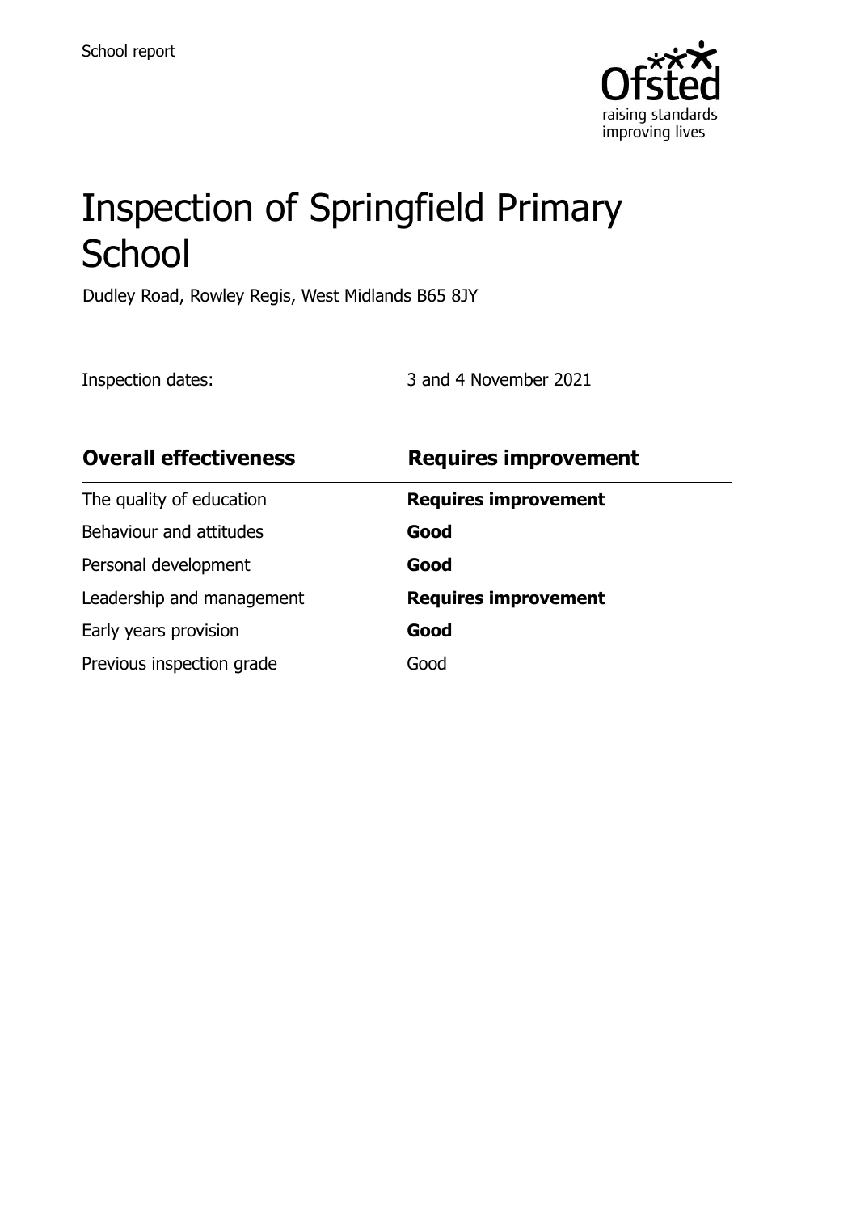School report

# Inspection of Springfield Primary School

Dudley Road, Rowley Regis, West Midlands B65 8JY

Inspection dates: 3 and 4 November 2021

| **Overall effectiveness** | **Requires improvement** |
|---|---|
| The quality of education | **Requires improvement** |
| Behaviour and attitudes | **Good** |
| Personal development | **Good** |
| Leadership and management | **Requires improvement** |
| Early years provision | **Good** |
| Previous inspection grade | Good |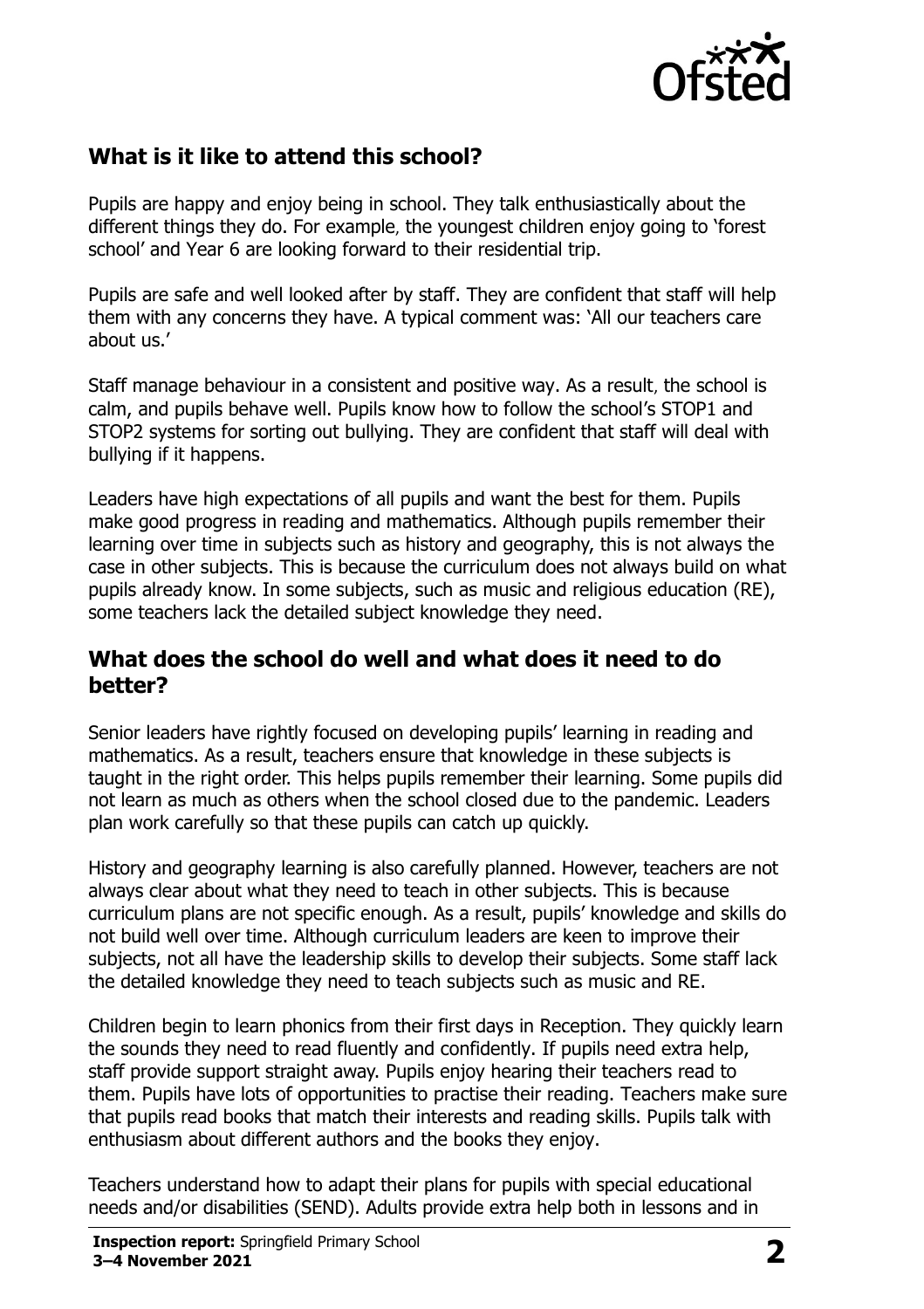## What is it like to attend this school?

Pupils are happy and enjoy being in school. They talk enthusiastically about the different things they do. For example, the youngest children enjoy going to 'forest school' and Year 6 are looking forward to their residential trip.

Pupils are safe and well looked after by staff. They are confident that staff will help them with any concerns they have. A typical comment was: 'All our teachers care about us.'

Staff manage behaviour in a consistent and positive way. As a result, the school is calm, and pupils behave well. Pupils know how to follow the school's STOP1 and STOP2 systems for sorting out bullying. They are confident that staff will deal with bullying if it happens.

Leaders have high expectations of all pupils and want the best for them. Pupils make good progress in reading and mathematics. Although pupils remember their learning over time in subjects such as history and geography, this is not always the case in other subjects. This is because the curriculum does not always build on what pupils already know. In some subjects, such as music and religious education (RE), some teachers lack the detailed subject knowledge they need.

## What does the school do well and what does it need to do better?

Senior leaders have rightly focused on developing pupils' learning in reading and mathematics. As a result, teachers ensure that knowledge in these subjects is taught in the right order. This helps pupils remember their learning. Some pupils did not learn as much as others when the school closed due to the pandemic. Leaders plan work carefully so that these pupils can catch up quickly.

History and geography learning is also carefully planned. However, teachers are not always clear about what they need to teach in other subjects. This is because curriculum plans are not specific enough. As a result, pupils' knowledge and skills do not build well over time. Although curriculum leaders are keen to improve their subjects, not all have the leadership skills to develop their subjects. Some staff lack the detailed knowledge they need to teach subjects such as music and RE.

Children begin to learn phonics from their first days in Reception. They quickly learn the sounds they need to read fluently and confidently. If pupils need extra help, staff provide support straight away. Pupils enjoy hearing their teachers read to them. Pupils have lots of opportunities to practise their reading. Teachers make sure that pupils read books that match their interests and reading skills. Pupils talk with enthusiasm about different authors and the books they enjoy.

Teachers understand how to adapt their plans for pupils with special educational needs and/or disabilities (SEND). Adults provide extra help both in lessons and in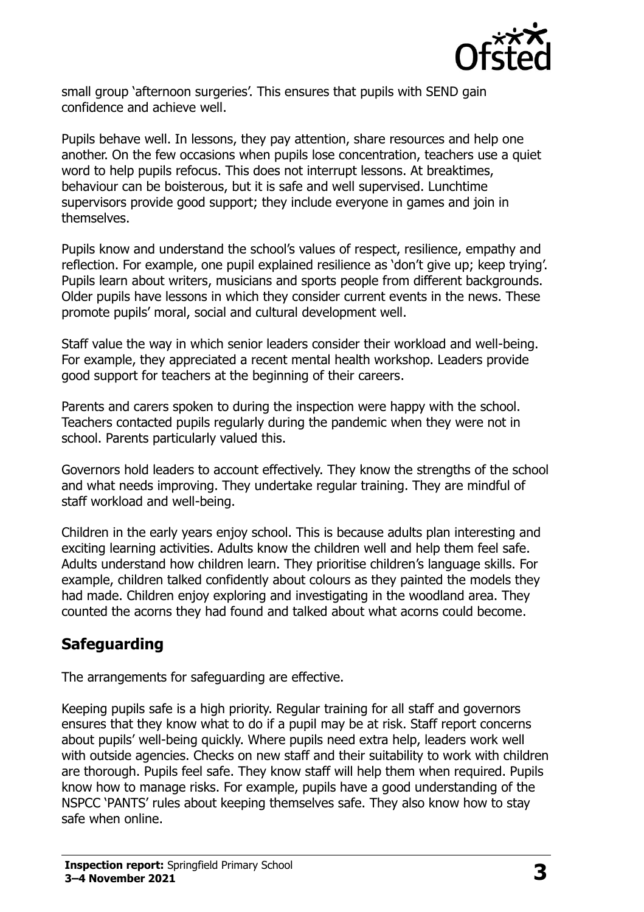small group 'afternoon surgeries'. This ensures that pupils with SEND gain confidence and achieve well.

Pupils behave well. In lessons, they pay attention, share resources and help one another. On the few occasions when pupils lose concentration, teachers use a quiet word to help pupils refocus. This does not interrupt lessons. At breaktimes, behaviour can be boisterous, but it is safe and well supervised. Lunchtime supervisors provide good support; they include everyone in games and join in themselves.

Pupils know and understand the school's values of respect, resilience, empathy and reflection. For example, one pupil explained resilience as 'don't give up; keep trying'. Pupils learn about writers, musicians and sports people from different backgrounds. Older pupils have lessons in which they consider current events in the news. These promote pupils' moral, social and cultural development well.

Staff value the way in which senior leaders consider their workload and well-being. For example, they appreciated a recent mental health workshop. Leaders provide good support for teachers at the beginning of their careers.

Parents and carers spoken to during the inspection were happy with the school. Teachers contacted pupils regularly during the pandemic when they were not in school. Parents particularly valued this.

Governors hold leaders to account effectively. They know the strengths of the school and what needs improving. They undertake regular training. They are mindful of staff workload and well-being.

Children in the early years enjoy school. This is because adults plan interesting and exciting learning activities. Adults know the children well and help them feel safe. Adults understand how children learn. They prioritise children's language skills. For example, children talked confidently about colours as they painted the models they had made. Children enjoy exploring and investigating in the woodland area. They counted the acorns they had found and talked about what acorns could become.

## Safeguarding

The arrangements for safeguarding are effective.

Keeping pupils safe is a high priority. Regular training for all staff and governors ensures that they know what to do if a pupil may be at risk. Staff report concerns about pupils' well-being quickly. Where pupils need extra help, leaders work well with outside agencies. Checks on new staff and their suitability to work with children are thorough. Pupils feel safe. They know staff will help them when required. Pupils know how to manage risks. For example, pupils have a good understanding of the NSPCC 'PANTS' rules about keeping themselves safe. They also know how to stay safe when online.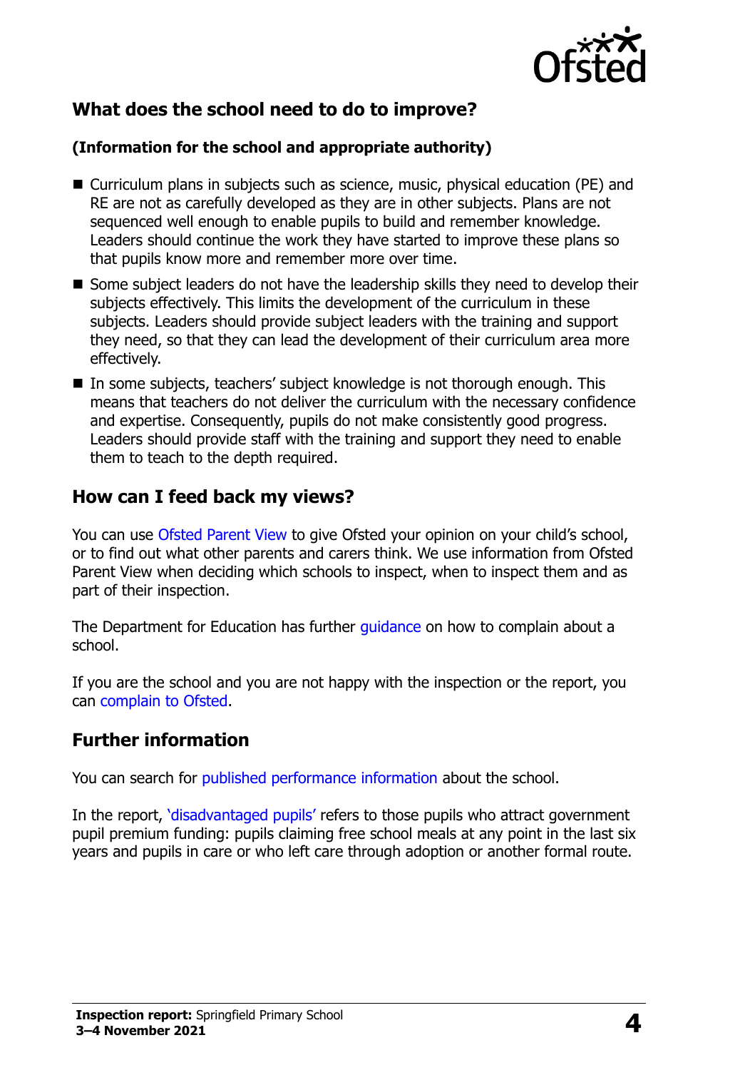## What does the school need to do to improve?

**(Information for the school and appropriate authority)**

- Curriculum plans in subjects such as science, music, physical education (PE) and RE are not as carefully developed as they are in other subjects. Plans are not sequenced well enough to enable pupils to build and remember knowledge. Leaders should continue the work they have started to improve these plans so that pupils know more and remember more over time.
- Some subject leaders do not have the leadership skills they need to develop their subjects effectively. This limits the development of the curriculum in these subjects. Leaders should provide subject leaders with the training and support they need, so that they can lead the development of their curriculum area more effectively.
- In some subjects, teachers' subject knowledge is not thorough enough. This means that teachers do not deliver the curriculum with the necessary confidence and expertise. Consequently, pupils do not make consistently good progress. Leaders should provide staff with the training and support they need to enable them to teach to the depth required.

## How can I feed back my views?

You can use Ofsted Parent View to give Ofsted your opinion on your child's school, or to find out what other parents and carers think. We use information from Ofsted Parent View when deciding which schools to inspect, when to inspect them and as part of their inspection.

The Department for Education has further guidance on how to complain about a school.

If you are the school and you are not happy with the inspection or the report, you can complain to Ofsted.

## Further information

You can search for published performance information about the school.

In the report, 'disadvantaged pupils' refers to those pupils who attract government pupil premium funding: pupils claiming free school meals at any point in the last six years and pupils in care or who left care through adoption or another formal route.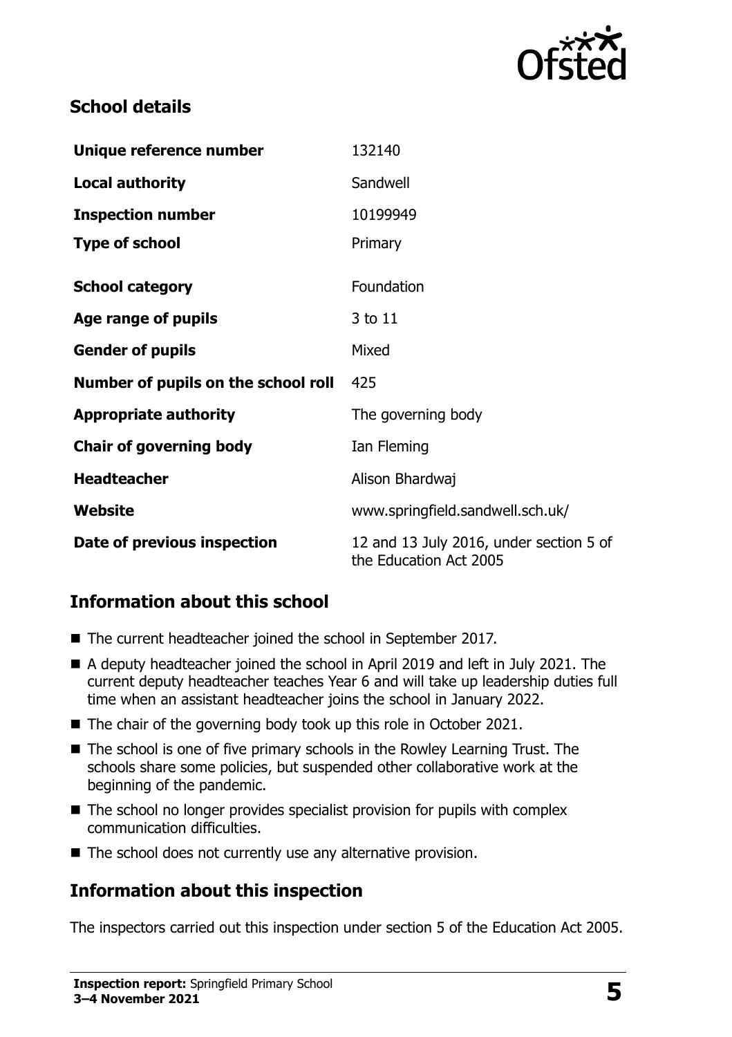## School details

| | |
|---|---|
| **Unique reference number** | 132140 |
| **Local authority** | Sandwell |
| **Inspection number** | 10199949 |
| **Type of school** | Primary |
| **School category** | Foundation |
| **Age range of pupils** | 3 to 11 |
| **Gender of pupils** | Mixed |
| **Number of pupils on the school roll** | 425 |
| **Appropriate authority** | The governing body |
| **Chair of governing body** | Ian Fleming |
| **Headteacher** | Alison Bhardwaj |
| **Website** | www.springfield.sandwell.sch.uk/ |
| **Date of previous inspection** | 12 and 13 July 2016, under section 5 of the Education Act 2005 |

## Information about this school

- The current headteacher joined the school in September 2017.
- A deputy headteacher joined the school in April 2019 and left in July 2021. The current deputy headteacher teaches Year 6 and will take up leadership duties full time when an assistant headteacher joins the school in January 2022.
- The chair of the governing body took up this role in October 2021.
- The school is one of five primary schools in the Rowley Learning Trust. The schools share some policies, but suspended other collaborative work at the beginning of the pandemic.
- The school no longer provides specialist provision for pupils with complex communication difficulties.
- The school does not currently use any alternative provision.

## Information about this inspection

The inspectors carried out this inspection under section 5 of the Education Act 2005.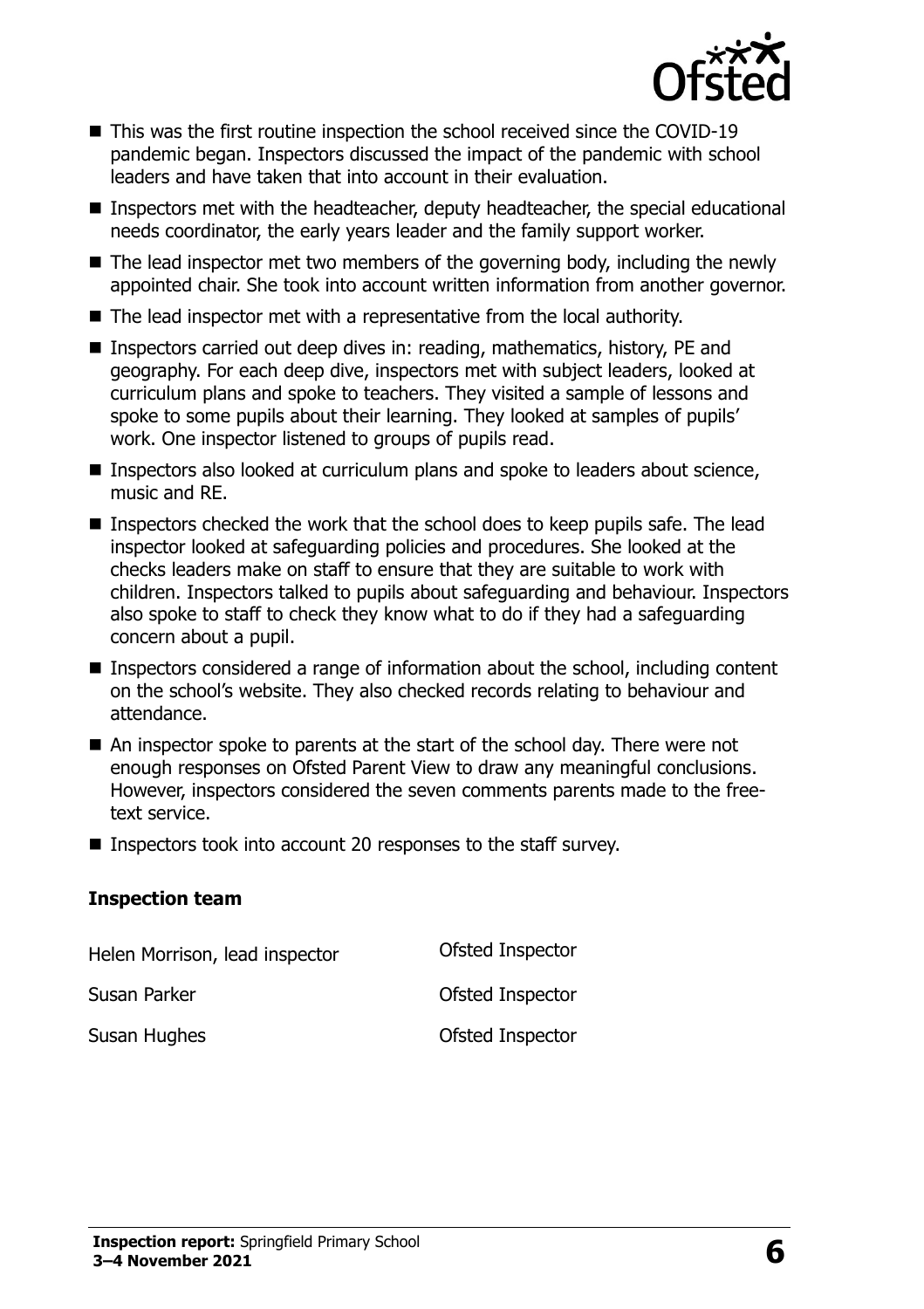- This was the first routine inspection the school received since the COVID-19 pandemic began. Inspectors discussed the impact of the pandemic with school leaders and have taken that into account in their evaluation.
- Inspectors met with the headteacher, deputy headteacher, the special educational needs coordinator, the early years leader and the family support worker.
- The lead inspector met two members of the governing body, including the newly appointed chair. She took into account written information from another governor.
- The lead inspector met with a representative from the local authority.
- Inspectors carried out deep dives in: reading, mathematics, history, PE and geography. For each deep dive, inspectors met with subject leaders, looked at curriculum plans and spoke to teachers. They visited a sample of lessons and spoke to some pupils about their learning. They looked at samples of pupils' work. One inspector listened to groups of pupils read.
- Inspectors also looked at curriculum plans and spoke to leaders about science, music and RE.
- Inspectors checked the work that the school does to keep pupils safe. The lead inspector looked at safeguarding policies and procedures. She looked at the checks leaders make on staff to ensure that they are suitable to work with children. Inspectors talked to pupils about safeguarding and behaviour. Inspectors also spoke to staff to check they know what to do if they had a safeguarding concern about a pupil.
- Inspectors considered a range of information about the school, including content on the school's website. They also checked records relating to behaviour and attendance.
- An inspector spoke to parents at the start of the school day. There were not enough responses on Ofsted Parent View to draw any meaningful conclusions. However, inspectors considered the seven comments parents made to the free-text service.
- Inspectors took into account 20 responses to the staff survey.

### Inspection team

| | |
|---|---|
| Helen Morrison, lead inspector | Ofsted Inspector |
| Susan Parker | Ofsted Inspector |
| Susan Hughes | Ofsted Inspector |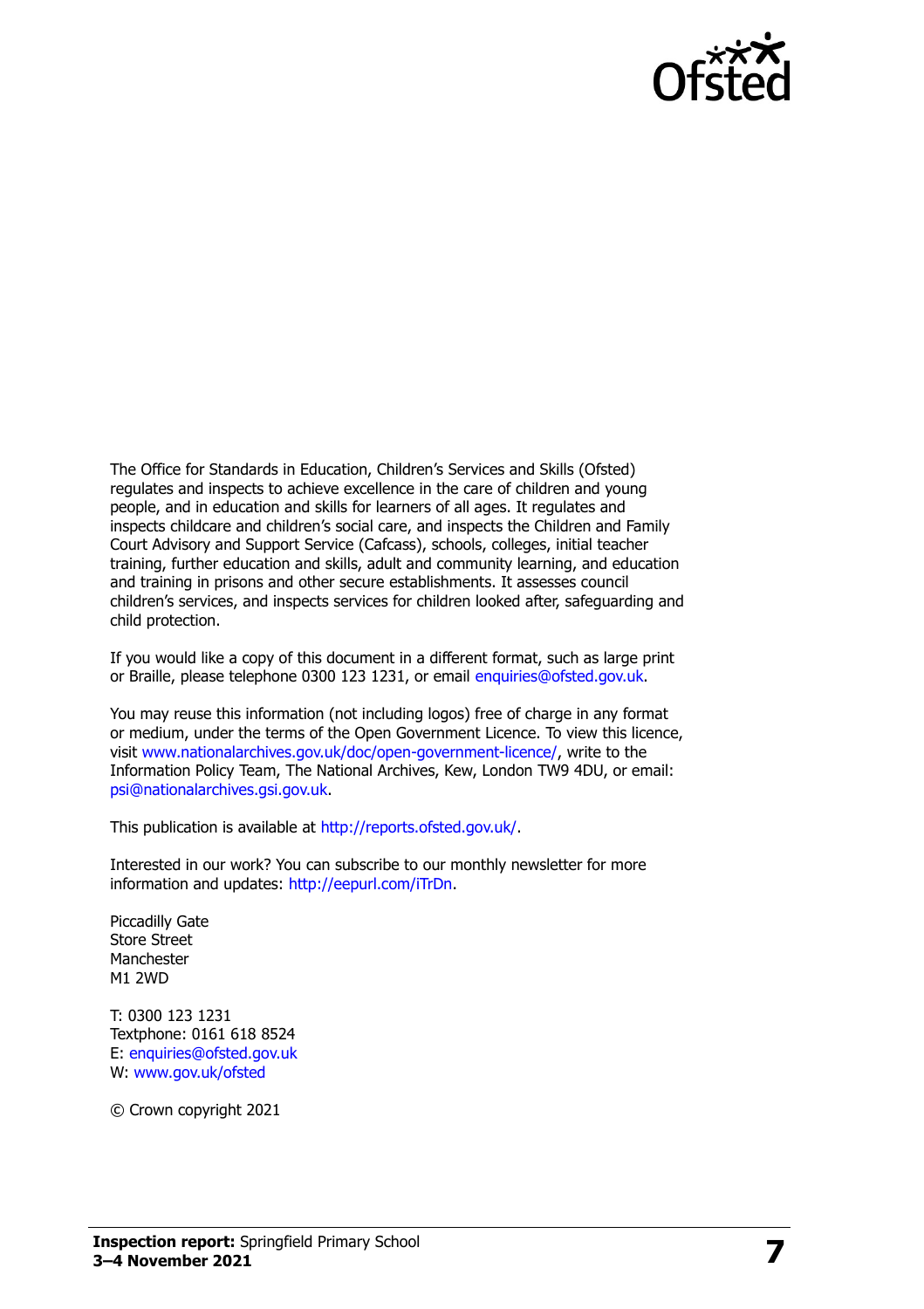The Office for Standards in Education, Children's Services and Skills (Ofsted) regulates and inspects to achieve excellence in the care of children and young people, and in education and skills for learners of all ages. It regulates and inspects childcare and children's social care, and inspects the Children and Family Court Advisory and Support Service (Cafcass), schools, colleges, initial teacher training, further education and skills, adult and community learning, and education and training in prisons and other secure establishments. It assesses council children's services, and inspects services for children looked after, safeguarding and child protection.

If you would like a copy of this document in a different format, such as large print or Braille, please telephone 0300 123 1231, or email enquiries@ofsted.gov.uk.

You may reuse this information (not including logos) free of charge in any format or medium, under the terms of the Open Government Licence. To view this licence, visit www.nationalarchives.gov.uk/doc/open-government-licence/, write to the Information Policy Team, The National Archives, Kew, London TW9 4DU, or email: psi@nationalarchives.gsi.gov.uk.

This publication is available at http://reports.ofsted.gov.uk/.

Interested in our work? You can subscribe to our monthly newsletter for more information and updates: http://eepurl.com/iTrDn.

Piccadilly Gate
Store Street
Manchester
M1 2WD

T: 0300 123 1231
Textphone: 0161 618 8524
E: enquiries@ofsted.gov.uk
W: www.gov.uk/ofsted

© Crown copyright 2021